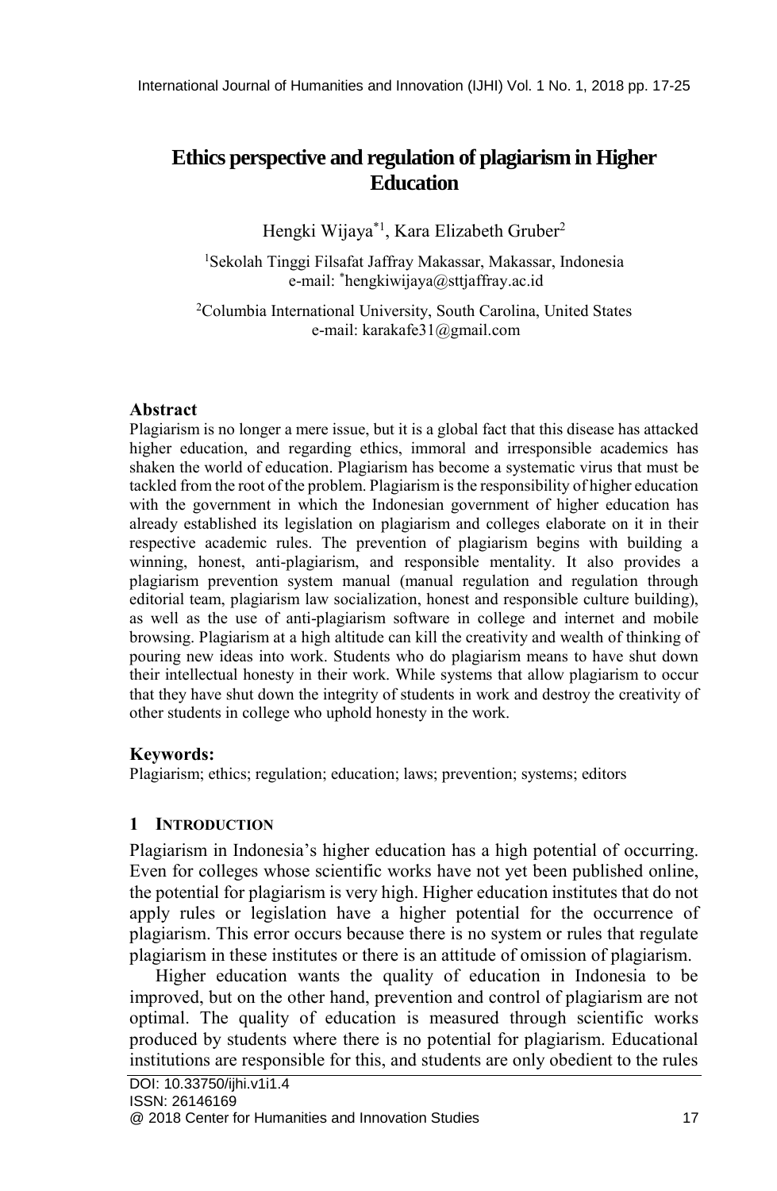# Ethics perspective and regulation of plagiarism in Higher Education

Hengki Wijaya[*1], Kara Elizabeth Gruber[2]

[1]Sekolah Tinggi Filsafat Jaffray Makassar, Makassar, Indonesia
e-mail: *hengkiwijaya@sttjaffray.ac.id

[2]Columbia International University, South Carolina, United States
e-mail: karakafe31@gmail.com

### Abstract

Plagiarism is no longer a mere issue, but it is a global fact that this disease has attacked higher education, and regarding ethics, immoral and irresponsible academics has shaken the world of education. Plagiarism has become a systematic virus that must be tackled from the root of the problem. Plagiarism is the responsibility of higher education with the government in which the Indonesian government of higher education has already established its legislation on plagiarism and colleges elaborate on it in their respective academic rules. The prevention of plagiarism begins with building a winning, honest, anti-plagiarism, and responsible mentality. It also provides a plagiarism prevention system manual (manual regulation and regulation through editorial team, plagiarism law socialization, honest and responsible culture building), as well as the use of anti-plagiarism software in college and internet and mobile browsing. Plagiarism at a high altitude can kill the creativity and wealth of thinking of pouring new ideas into work. Students who do plagiarism means to have shut down their intellectual honesty in their work. While systems that allow plagiarism to occur that they have shut down the integrity of students in work and destroy the creativity of other students in college who uphold honesty in the work.

### Keywords:

Plagiarism; ethics; regulation; education; laws; prevention; systems; editors

## 1 INTRODUCTION

Plagiarism in Indonesia's higher education has a high potential of occurring. Even for colleges whose scientific works have not yet been published online, the potential for plagiarism is very high. Higher education institutes that do not apply rules or legislation have a higher potential for the occurrence of plagiarism. This error occurs because there is no system or rules that regulate plagiarism in these institutes or there is an attitude of omission of plagiarism.

Higher education wants the quality of education in Indonesia to be improved, but on the other hand, prevention and control of plagiarism are not optimal. The quality of education is measured through scientific works produced by students where there is no potential for plagiarism. Educational institutions are responsible for this, and students are only obedient to the rules

DOI: 10.33750/ijhi.v1i1.4
ISSN: 26146169
@ 2018 Center for Humanities and Innovation Studies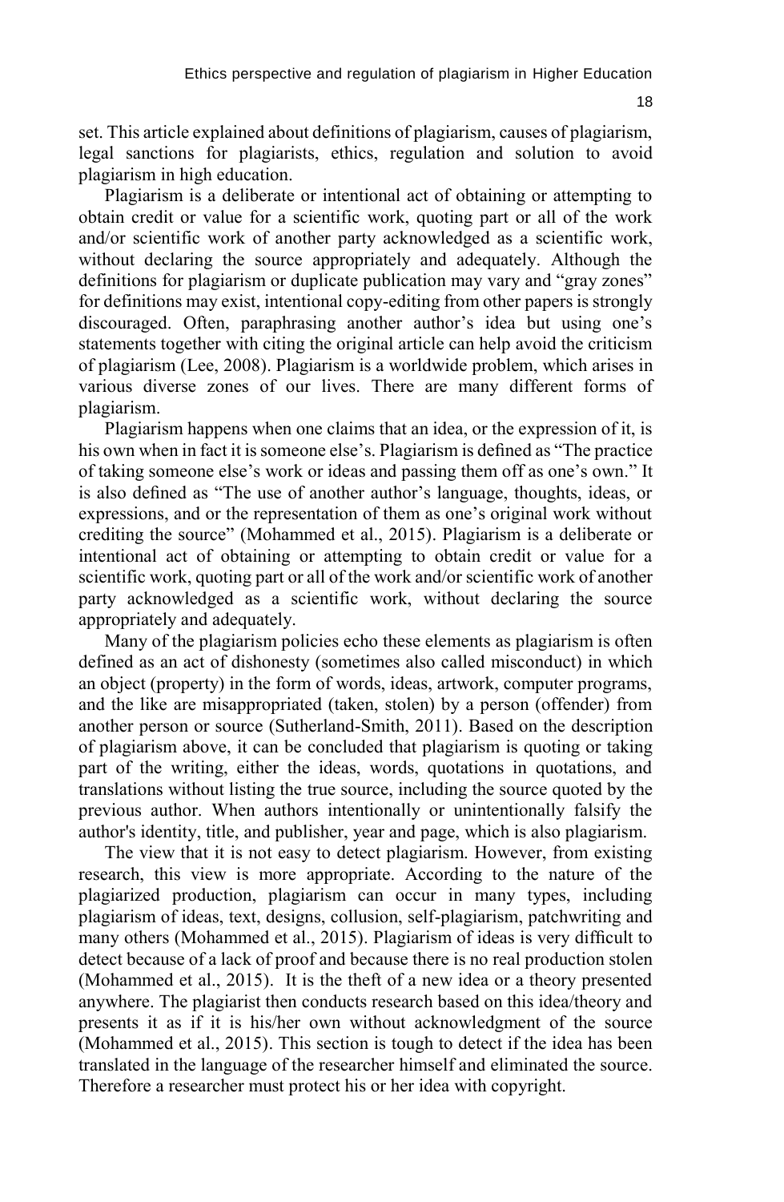set. This article explained about definitions of plagiarism, causes of plagiarism, legal sanctions for plagiarists, ethics, regulation and solution to avoid plagiarism in high education.

Plagiarism is a deliberate or intentional act of obtaining or attempting to obtain credit or value for a scientific work, quoting part or all of the work and/or scientific work of another party acknowledged as a scientific work, without declaring the source appropriately and adequately. Although the definitions for plagiarism or duplicate publication may vary and "gray zones" for definitions may exist, intentional copy-editing from other papers is strongly discouraged. Often, paraphrasing another author's idea but using one's statements together with citing the original article can help avoid the criticism of plagiarism (Lee, 2008). Plagiarism is a worldwide problem, which arises in various diverse zones of our lives. There are many different forms of plagiarism.

Plagiarism happens when one claims that an idea, or the expression of it, is his own when in fact it is someone else's. Plagiarism is defined as "The practice of taking someone else's work or ideas and passing them off as one's own." It is also defined as "The use of another author's language, thoughts, ideas, or expressions, and or the representation of them as one's original work without crediting the source" (Mohammed et al., 2015). Plagiarism is a deliberate or intentional act of obtaining or attempting to obtain credit or value for a scientific work, quoting part or all of the work and/or scientific work of another party acknowledged as a scientific work, without declaring the source appropriately and adequately.

Many of the plagiarism policies echo these elements as plagiarism is often defined as an act of dishonesty (sometimes also called misconduct) in which an object (property) in the form of words, ideas, artwork, computer programs, and the like are misappropriated (taken, stolen) by a person (offender) from another person or source (Sutherland-Smith, 2011). Based on the description of plagiarism above, it can be concluded that plagiarism is quoting or taking part of the writing, either the ideas, words, quotations in quotations, and translations without listing the true source, including the source quoted by the previous author. When authors intentionally or unintentionally falsify the author's identity, title, and publisher, year and page, which is also plagiarism.

The view that it is not easy to detect plagiarism. However, from existing research, this view is more appropriate. According to the nature of the plagiarized production, plagiarism can occur in many types, including plagiarism of ideas, text, designs, collusion, self-plagiarism, patchwriting and many others (Mohammed et al., 2015). Plagiarism of ideas is very difficult to detect because of a lack of proof and because there is no real production stolen (Mohammed et al., 2015). It is the theft of a new idea or a theory presented anywhere. The plagiarist then conducts research based on this idea/theory and presents it as if it is his/her own without acknowledgment of the source (Mohammed et al., 2015). This section is tough to detect if the idea has been translated in the language of the researcher himself and eliminated the source. Therefore a researcher must protect his or her idea with copyright.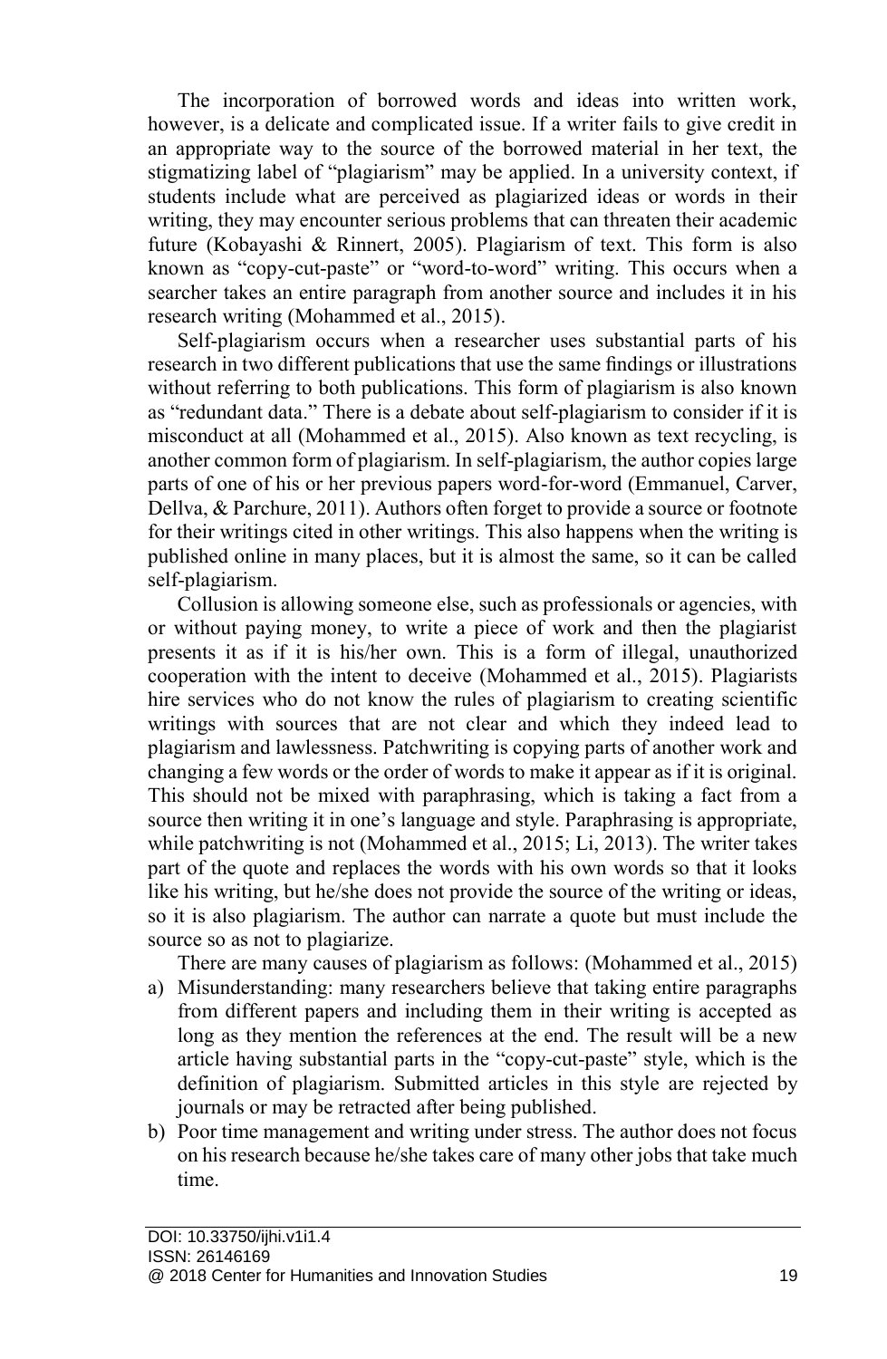The incorporation of borrowed words and ideas into written work, however, is a delicate and complicated issue. If a writer fails to give credit in an appropriate way to the source of the borrowed material in her text, the stigmatizing label of "plagiarism" may be applied. In a university context, if students include what are perceived as plagiarized ideas or words in their writing, they may encounter serious problems that can threaten their academic future (Kobayashi & Rinnert, 2005). Plagiarism of text. This form is also known as "copy-cut-paste" or "word-to-word" writing. This occurs when a searcher takes an entire paragraph from another source and includes it in his research writing (Mohammed et al., 2015).

Self-plagiarism occurs when a researcher uses substantial parts of his research in two different publications that use the same findings or illustrations without referring to both publications. This form of plagiarism is also known as "redundant data." There is a debate about self-plagiarism to consider if it is misconduct at all (Mohammed et al., 2015). Also known as text recycling, is another common form of plagiarism. In self-plagiarism, the author copies large parts of one of his or her previous papers word-for-word (Emmanuel, Carver, Dellva, & Parchure, 2011). Authors often forget to provide a source or footnote for their writings cited in other writings. This also happens when the writing is published online in many places, but it is almost the same, so it can be called self-plagiarism.

Collusion is allowing someone else, such as professionals or agencies, with or without paying money, to write a piece of work and then the plagiarist presents it as if it is his/her own. This is a form of illegal, unauthorized cooperation with the intent to deceive (Mohammed et al., 2015). Plagiarists hire services who do not know the rules of plagiarism to creating scientific writings with sources that are not clear and which they indeed lead to plagiarism and lawlessness. Patchwriting is copying parts of another work and changing a few words or the order of words to make it appear as if it is original. This should not be mixed with paraphrasing, which is taking a fact from a source then writing it in one's language and style. Paraphrasing is appropriate, while patchwriting is not (Mohammed et al., 2015; Li, 2013). The writer takes part of the quote and replaces the words with his own words so that it looks like his writing, but he/she does not provide the source of the writing or ideas, so it is also plagiarism. The author can narrate a quote but must include the source so as not to plagiarize.

There are many causes of plagiarism as follows: (Mohammed et al., 2015)

a) Misunderstanding: many researchers believe that taking entire paragraphs from different papers and including them in their writing is accepted as long as they mention the references at the end. The result will be a new article having substantial parts in the "copy-cut-paste" style, which is the definition of plagiarism. Submitted articles in this style are rejected by journals or may be retracted after being published.
b) Poor time management and writing under stress. The author does not focus on his research because he/she takes care of many other jobs that take much time.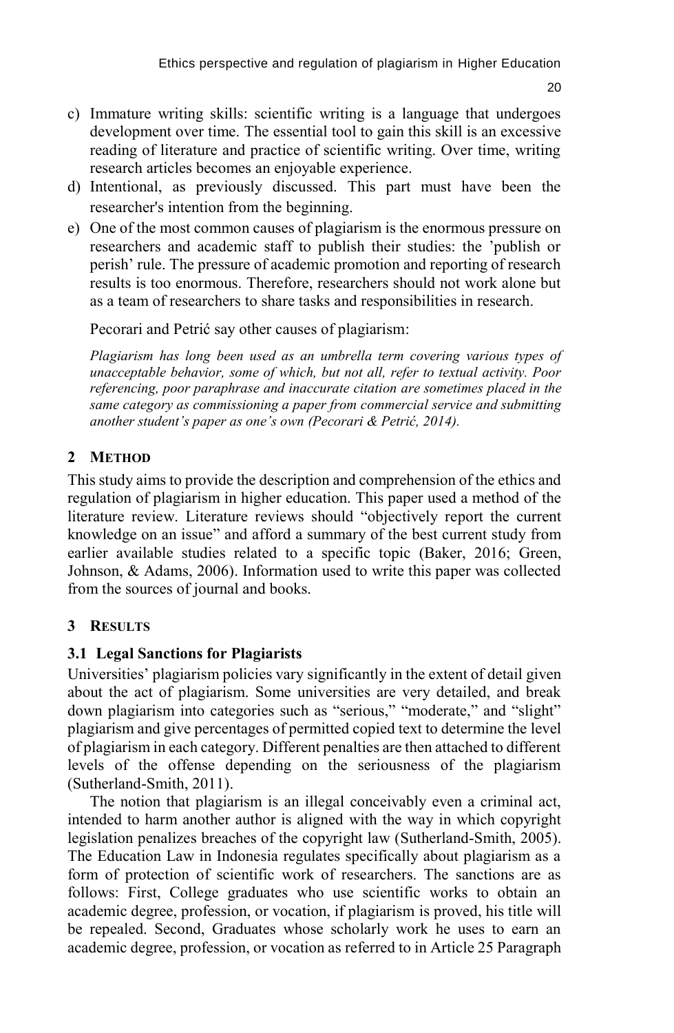c) Immature writing skills: scientific writing is a language that undergoes development over time. The essential tool to gain this skill is an excessive reading of literature and practice of scientific writing. Over time, writing research articles becomes an enjoyable experience.
d) Intentional, as previously discussed. This part must have been the researcher's intention from the beginning.
e) One of the most common causes of plagiarism is the enormous pressure on researchers and academic staff to publish their studies: the 'publish or perish' rule. The pressure of academic promotion and reporting of research results is too enormous. Therefore, researchers should not work alone but as a team of researchers to share tasks and responsibilities in research.

Pecorari and Petrić say other causes of plagiarism:

> *Plagiarism has long been used as an umbrella term covering various types of unacceptable behavior, some of which, but not all, refer to textual activity. Poor referencing, poor paraphrase and inaccurate citation are sometimes placed in the same category as commissioning a paper from commercial service and submitting another student's paper as one's own (Pecorari & Petrić, 2014).*

## 2 METHOD

This study aims to provide the description and comprehension of the ethics and regulation of plagiarism in higher education. This paper used a method of the literature review. Literature reviews should "objectively report the current knowledge on an issue" and afford a summary of the best current study from earlier available studies related to a specific topic (Baker, 2016; Green, Johnson, & Adams, 2006). Information used to write this paper was collected from the sources of journal and books.

## 3 RESULTS

### 3.1 Legal Sanctions for Plagiarists

Universities' plagiarism policies vary significantly in the extent of detail given about the act of plagiarism. Some universities are very detailed, and break down plagiarism into categories such as "serious," "moderate," and "slight" plagiarism and give percentages of permitted copied text to determine the level of plagiarism in each category. Different penalties are then attached to different levels of the offense depending on the seriousness of the plagiarism (Sutherland-Smith, 2011).

The notion that plagiarism is an illegal conceivably even a criminal act, intended to harm another author is aligned with the way in which copyright legislation penalizes breaches of the copyright law (Sutherland-Smith, 2005). The Education Law in Indonesia regulates specifically about plagiarism as a form of protection of scientific work of researchers. The sanctions are as follows: First, College graduates who use scientific works to obtain an academic degree, profession, or vocation, if plagiarism is proved, his title will be repealed. Second, Graduates whose scholarly work he uses to earn an academic degree, profession, or vocation as referred to in Article 25 Paragraph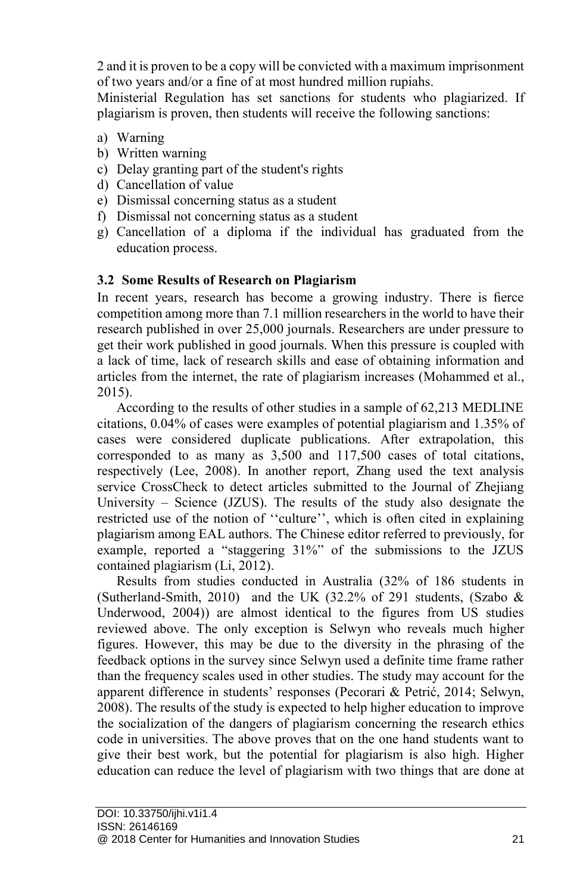2 and it is proven to be a copy will be convicted with a maximum imprisonment of two years and/or a fine of at most hundred million rupiahs.

Ministerial Regulation has set sanctions for students who plagiarized. If plagiarism is proven, then students will receive the following sanctions:

a) Warning
b) Written warning
c) Delay granting part of the student's rights
d) Cancellation of value
e) Dismissal concerning status as a student
f) Dismissal not concerning status as a student
g) Cancellation of a diploma if the individual has graduated from the education process.

### 3.2 Some Results of Research on Plagiarism

In recent years, research has become a growing industry. There is fierce competition among more than 7.1 million researchers in the world to have their research published in over 25,000 journals. Researchers are under pressure to get their work published in good journals. When this pressure is coupled with a lack of time, lack of research skills and ease of obtaining information and articles from the internet, the rate of plagiarism increases (Mohammed et al., 2015).

According to the results of other studies in a sample of 62,213 MEDLINE citations, 0.04% of cases were examples of potential plagiarism and 1.35% of cases were considered duplicate publications. After extrapolation, this corresponded to as many as 3,500 and 117,500 cases of total citations, respectively (Lee, 2008). In another report, Zhang used the text analysis service CrossCheck to detect articles submitted to the Journal of Zhejiang University – Science (JZUS). The results of the study also designate the restricted use of the notion of ''culture'', which is often cited in explaining plagiarism among EAL authors. The Chinese editor referred to previously, for example, reported a "staggering 31%" of the submissions to the JZUS contained plagiarism (Li, 2012).

Results from studies conducted in Australia (32% of 186 students in (Sutherland-Smith, 2010) and the UK (32.2% of 291 students, (Szabo & Underwood, 2004)) are almost identical to the figures from US studies reviewed above. The only exception is Selwyn who reveals much higher figures. However, this may be due to the diversity in the phrasing of the feedback options in the survey since Selwyn used a definite time frame rather than the frequency scales used in other studies. The study may account for the apparent difference in students' responses (Pecorari & Petrić, 2014; Selwyn, 2008). The results of the study is expected to help higher education to improve the socialization of the dangers of plagiarism concerning the research ethics code in universities. The above proves that on the one hand students want to give their best work, but the potential for plagiarism is also high. Higher education can reduce the level of plagiarism with two things that are done at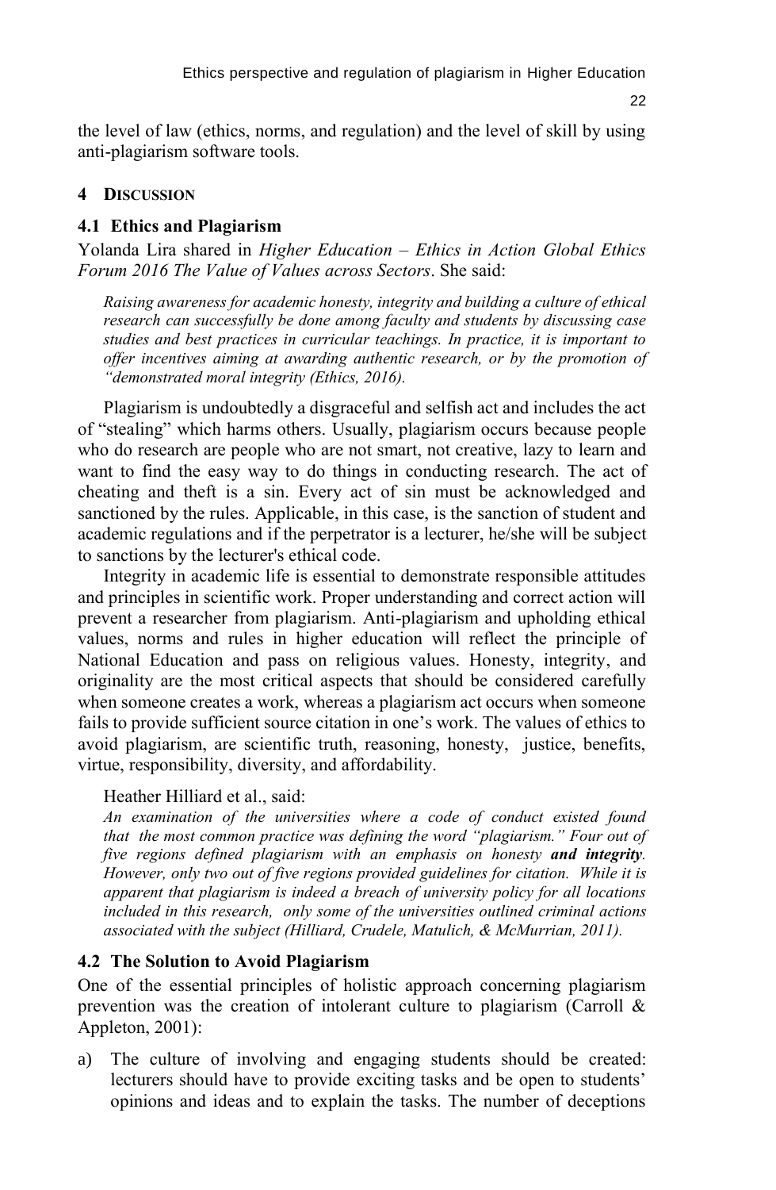the level of law (ethics, norms, and regulation) and the level of skill by using anti-plagiarism software tools.

## 4 DISCUSSION

### 4.1 Ethics and Plagiarism

Yolanda Lira shared in *Higher Education – Ethics in Action Global Ethics Forum 2016 The Value of Values across Sectors*. She said:

> *Raising awareness for academic honesty, integrity and building a culture of ethical research can successfully be done among faculty and students by discussing case studies and best practices in curricular teachings. In practice, it is important to offer incentives aiming at awarding authentic research, or by the promotion of "demonstrated moral integrity (Ethics, 2016).*

Plagiarism is undoubtedly a disgraceful and selfish act and includes the act of "stealing" which harms others. Usually, plagiarism occurs because people who do research are people who are not smart, not creative, lazy to learn and want to find the easy way to do things in conducting research. The act of cheating and theft is a sin. Every act of sin must be acknowledged and sanctioned by the rules. Applicable, in this case, is the sanction of student and academic regulations and if the perpetrator is a lecturer, he/she will be subject to sanctions by the lecturer's ethical code.

Integrity in academic life is essential to demonstrate responsible attitudes and principles in scientific work. Proper understanding and correct action will prevent a researcher from plagiarism. Anti-plagiarism and upholding ethical values, norms and rules in higher education will reflect the principle of National Education and pass on religious values. Honesty, integrity, and originality are the most critical aspects that should be considered carefully when someone creates a work, whereas a plagiarism act occurs when someone fails to provide sufficient source citation in one's work. The values of ethics to avoid plagiarism, are scientific truth, reasoning, honesty, justice, benefits, virtue, responsibility, diversity, and affordability.

Heather Hilliard et al., said:

> *An examination of the universities where a code of conduct existed found that the most common practice was defining the word "plagiarism." Four out of five regions defined plagiarism with an emphasis on honesty* ***and integrity****. However, only two out of five regions provided guidelines for citation. While it is apparent that plagiarism is indeed a breach of university policy for all locations included in this research, only some of the universities outlined criminal actions associated with the subject (Hilliard, Crudele, Matulich, & McMurrian, 2011).*

### 4.2 The Solution to Avoid Plagiarism

One of the essential principles of holistic approach concerning plagiarism prevention was the creation of intolerant culture to plagiarism (Carroll & Appleton, 2001):

a) The culture of involving and engaging students should be created: lecturers should have to provide exciting tasks and be open to students' opinions and ideas and to explain the tasks. The number of deceptions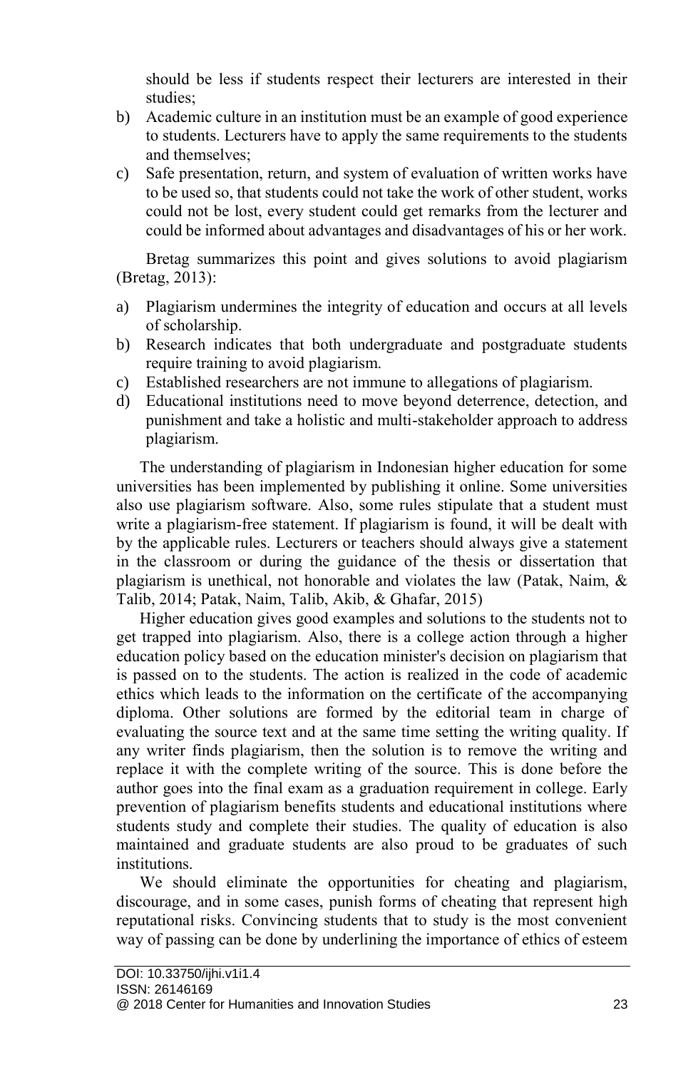should be less if students respect their lecturers are interested in their studies;

b) Academic culture in an institution must be an example of good experience to students. Lecturers have to apply the same requirements to the students and themselves;
c) Safe presentation, return, and system of evaluation of written works have to be used so, that students could not take the work of other student, works could not be lost, every student could get remarks from the lecturer and could be informed about advantages and disadvantages of his or her work.

Bretag summarizes this point and gives solutions to avoid plagiarism (Bretag, 2013):

a) Plagiarism undermines the integrity of education and occurs at all levels of scholarship.
b) Research indicates that both undergraduate and postgraduate students require training to avoid plagiarism.
c) Established researchers are not immune to allegations of plagiarism.
d) Educational institutions need to move beyond deterrence, detection, and punishment and take a holistic and multi-stakeholder approach to address plagiarism.

The understanding of plagiarism in Indonesian higher education for some universities has been implemented by publishing it online. Some universities also use plagiarism software. Also, some rules stipulate that a student must write a plagiarism-free statement. If plagiarism is found, it will be dealt with by the applicable rules. Lecturers or teachers should always give a statement in the classroom or during the guidance of the thesis or dissertation that plagiarism is unethical, not honorable and violates the law (Patak, Naim, & Talib, 2014; Patak, Naim, Talib, Akib, & Ghafar, 2015)

Higher education gives good examples and solutions to the students not to get trapped into plagiarism. Also, there is a college action through a higher education policy based on the education minister's decision on plagiarism that is passed on to the students. The action is realized in the code of academic ethics which leads to the information on the certificate of the accompanying diploma. Other solutions are formed by the editorial team in charge of evaluating the source text and at the same time setting the writing quality. If any writer finds plagiarism, then the solution is to remove the writing and replace it with the complete writing of the source. This is done before the author goes into the final exam as a graduation requirement in college. Early prevention of plagiarism benefits students and educational institutions where students study and complete their studies. The quality of education is also maintained and graduate students are also proud to be graduates of such institutions.

We should eliminate the opportunities for cheating and plagiarism, discourage, and in some cases, punish forms of cheating that represent high reputational risks. Convincing students that to study is the most convenient way of passing can be done by underlining the importance of ethics of esteem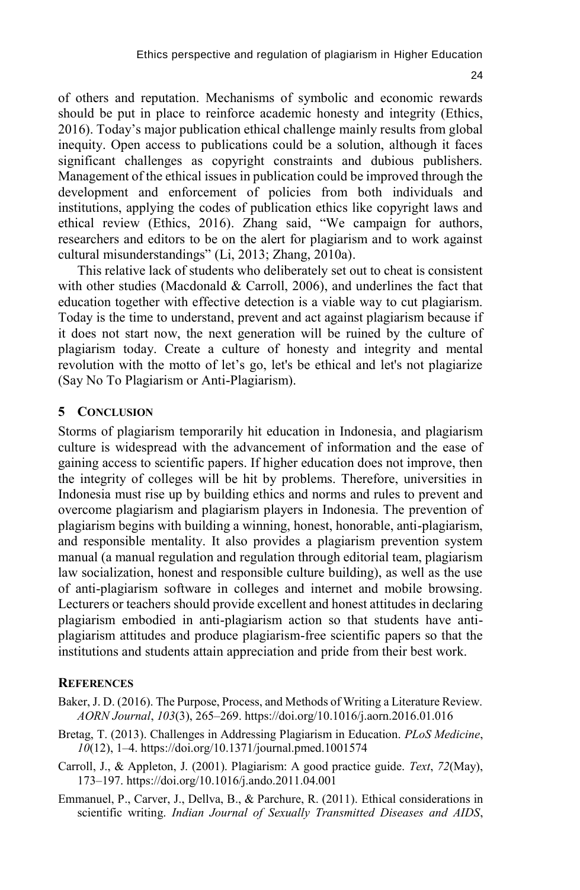of others and reputation. Mechanisms of symbolic and economic rewards should be put in place to reinforce academic honesty and integrity (Ethics, 2016). Today's major publication ethical challenge mainly results from global inequity. Open access to publications could be a solution, although it faces significant challenges as copyright constraints and dubious publishers. Management of the ethical issues in publication could be improved through the development and enforcement of policies from both individuals and institutions, applying the codes of publication ethics like copyright laws and ethical review (Ethics, 2016). Zhang said, "We campaign for authors, researchers and editors to be on the alert for plagiarism and to work against cultural misunderstandings" (Li, 2013; Zhang, 2010a).

This relative lack of students who deliberately set out to cheat is consistent with other studies (Macdonald & Carroll, 2006), and underlines the fact that education together with effective detection is a viable way to cut plagiarism. Today is the time to understand, prevent and act against plagiarism because if it does not start now, the next generation will be ruined by the culture of plagiarism today. Create a culture of honesty and integrity and mental revolution with the motto of let's go, let's be ethical and let's not plagiarize (Say No To Plagiarism or Anti-Plagiarism).

## 5 Conclusion

Storms of plagiarism temporarily hit education in Indonesia, and plagiarism culture is widespread with the advancement of information and the ease of gaining access to scientific papers. If higher education does not improve, then the integrity of colleges will be hit by problems. Therefore, universities in Indonesia must rise up by building ethics and norms and rules to prevent and overcome plagiarism and plagiarism players in Indonesia. The prevention of plagiarism begins with building a winning, honest, honorable, anti-plagiarism, and responsible mentality. It also provides a plagiarism prevention system manual (a manual regulation and regulation through editorial team, plagiarism law socialization, honest and responsible culture building), as well as the use of anti-plagiarism software in colleges and internet and mobile browsing. Lecturers or teachers should provide excellent and honest attitudes in declaring plagiarism embodied in anti-plagiarism action so that students have anti-plagiarism attitudes and produce plagiarism-free scientific papers so that the institutions and students attain appreciation and pride from their best work.

## References

Baker, J. D. (2016). The Purpose, Process, and Methods of Writing a Literature Review. *AORN Journal*, *103*(3), 265–269. https://doi.org/10.1016/j.aorn.2016.01.016

Bretag, T. (2013). Challenges in Addressing Plagiarism in Education. *PLoS Medicine*, *10*(12), 1–4. https://doi.org/10.1371/journal.pmed.1001574

Carroll, J., & Appleton, J. (2001). Plagiarism: A good practice guide. *Text*, *72*(May), 173–197. https://doi.org/10.1016/j.ando.2011.04.001

Emmanuel, P., Carver, J., Dellva, B., & Parchure, R. (2011). Ethical considerations in scientific writing. *Indian Journal of Sexually Transmitted Diseases and AIDS*,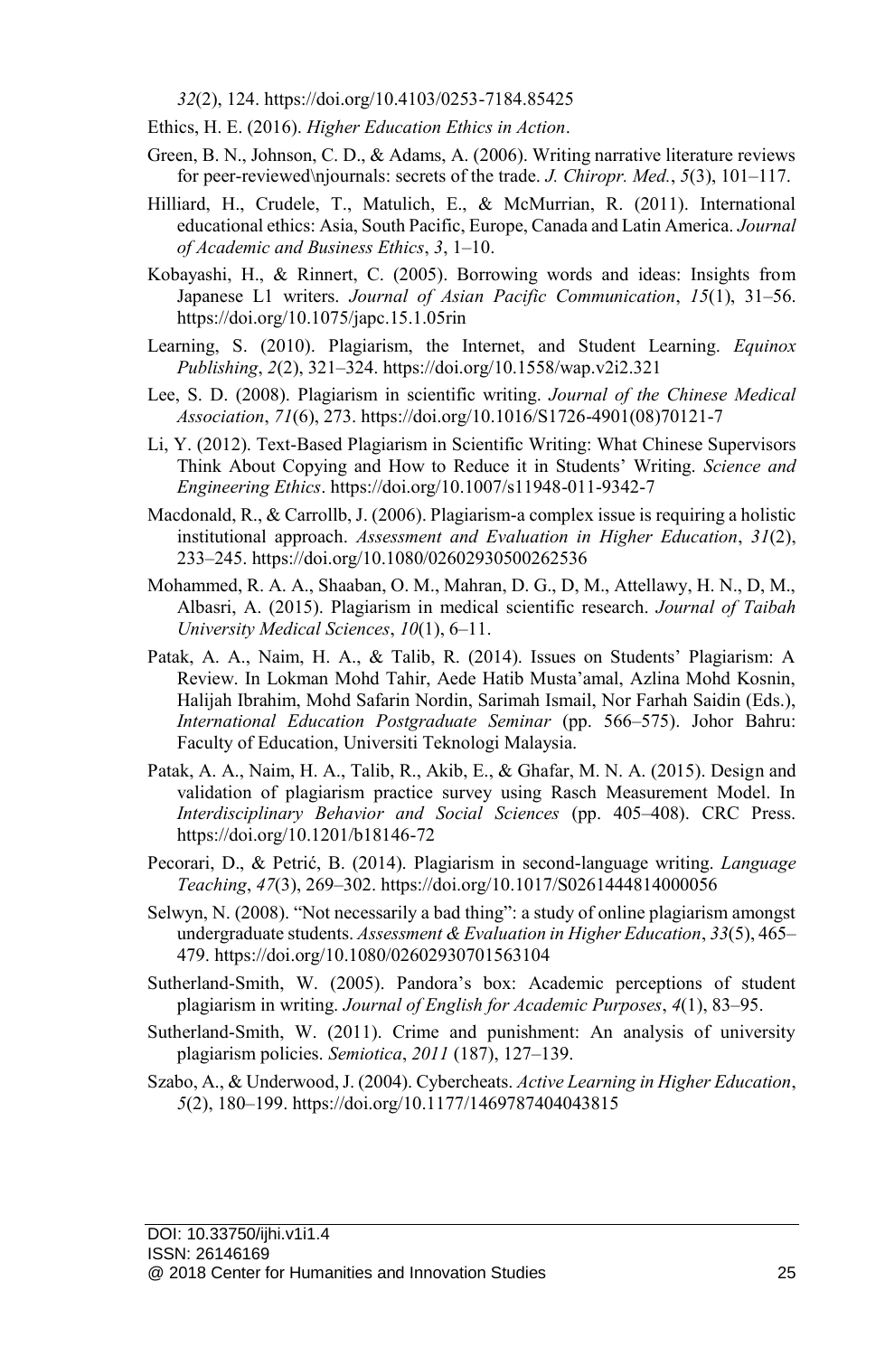*32*(2), 124. https://doi.org/10.4103/0253-7184.85425

Ethics, H. E. (2016). *Higher Education Ethics in Action*.

Green, B. N., Johnson, C. D., & Adams, A. (2006). Writing narrative literature reviews for peer-reviewed\njournals: secrets of the trade. *J. Chiropr. Med.*, *5*(3), 101–117.

Hilliard, H., Crudele, T., Matulich, E., & McMurrian, R. (2011). International educational ethics: Asia, South Pacific, Europe, Canada and Latin America. *Journal of Academic and Business Ethics*, *3*, 1–10.

Kobayashi, H., & Rinnert, C. (2005). Borrowing words and ideas: Insights from Japanese L1 writers. *Journal of Asian Pacific Communication*, *15*(1), 31–56. https://doi.org/10.1075/japc.15.1.05rin

Learning, S. (2010). Plagiarism, the Internet, and Student Learning. *Equinox Publishing*, *2*(2), 321–324. https://doi.org/10.1558/wap.v2i2.321

Lee, S. D. (2008). Plagiarism in scientific writing. *Journal of the Chinese Medical Association*, *71*(6), 273. https://doi.org/10.1016/S1726-4901(08)70121-7

Li, Y. (2012). Text-Based Plagiarism in Scientific Writing: What Chinese Supervisors Think About Copying and How to Reduce it in Students' Writing. *Science and Engineering Ethics*. https://doi.org/10.1007/s11948-011-9342-7

Macdonald, R., & Carrollb, J. (2006). Plagiarism-a complex issue is requiring a holistic institutional approach. *Assessment and Evaluation in Higher Education*, *31*(2), 233–245. https://doi.org/10.1080/02602930500262536

Mohammed, R. A. A., Shaaban, O. M., Mahran, D. G., D, M., Attellawy, H. N., D, M., Albasri, A. (2015). Plagiarism in medical scientific research. *Journal of Taibah University Medical Sciences*, *10*(1), 6–11.

Patak, A. A., Naim, H. A., & Talib, R. (2014). Issues on Students' Plagiarism: A Review. In Lokman Mohd Tahir, Aede Hatib Musta'amal, Azlina Mohd Kosnin, Halijah Ibrahim, Mohd Safarin Nordin, Sarimah Ismail, Nor Farhah Saidin (Eds.), *International Education Postgraduate Seminar* (pp. 566–575). Johor Bahru: Faculty of Education, Universiti Teknologi Malaysia.

Patak, A. A., Naim, H. A., Talib, R., Akib, E., & Ghafar, M. N. A. (2015). Design and validation of plagiarism practice survey using Rasch Measurement Model. In *Interdisciplinary Behavior and Social Sciences* (pp. 405–408). CRC Press. https://doi.org/10.1201/b18146-72

Pecorari, D., & Petrić, B. (2014). Plagiarism in second-language writing. *Language Teaching*, *47*(3), 269–302. https://doi.org/10.1017/S0261444814000056

Selwyn, N. (2008). "Not necessarily a bad thing": a study of online plagiarism amongst undergraduate students. *Assessment & Evaluation in Higher Education*, *33*(5), 465–479. https://doi.org/10.1080/02602930701563104

Sutherland-Smith, W. (2005). Pandora's box: Academic perceptions of student plagiarism in writing. *Journal of English for Academic Purposes*, *4*(1), 83–95.

Sutherland-Smith, W. (2011). Crime and punishment: An analysis of university plagiarism policies. *Semiotica*, *2011* (187), 127–139.

Szabo, A., & Underwood, J. (2004). Cybercheats. *Active Learning in Higher Education*, *5*(2), 180–199. https://doi.org/10.1177/1469787404043815